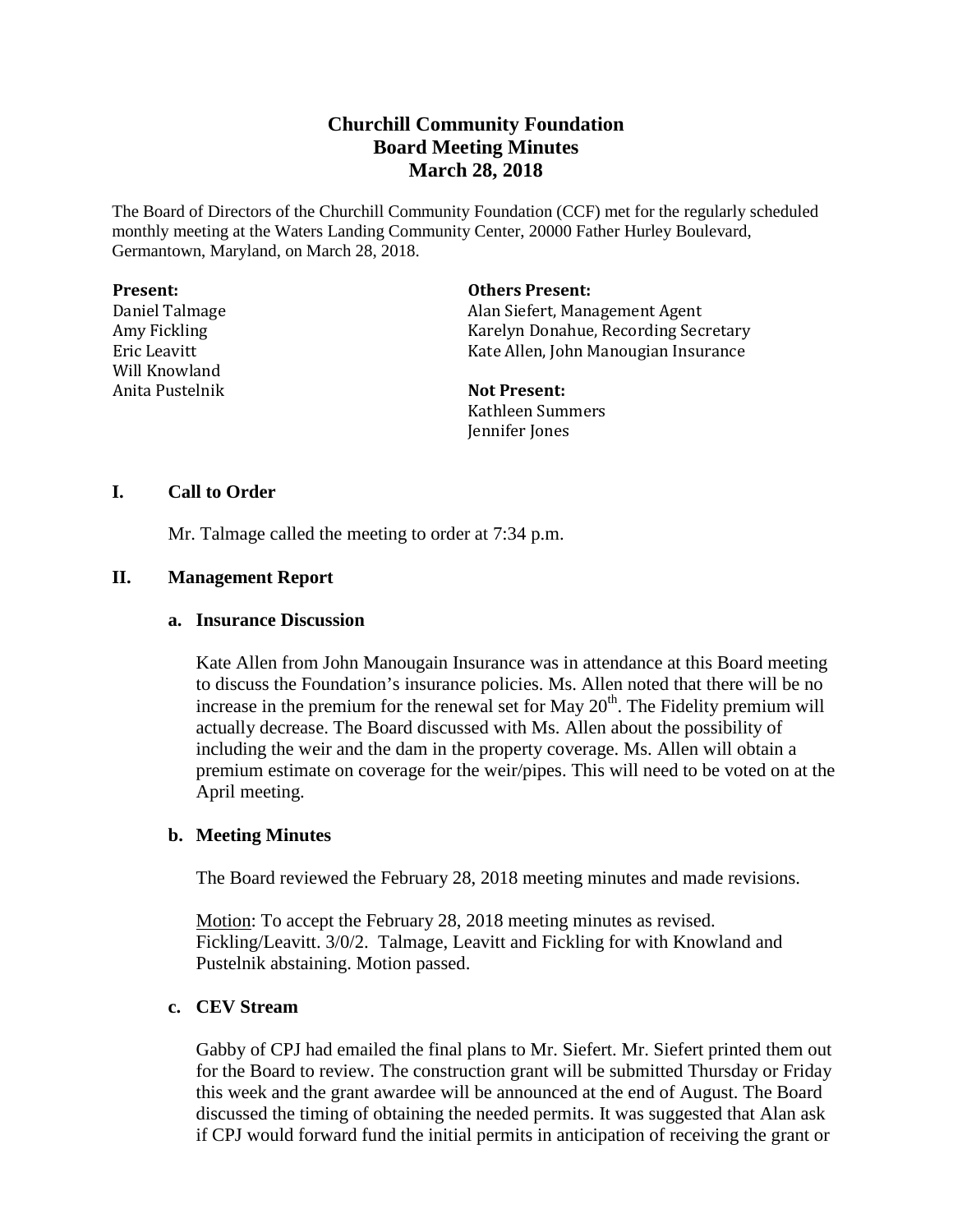# Churchill Community Foundation
## Board Meeting Minutes
## March 28, 2018

The Board of Directors of the Churchill Community Foundation (CCF) met for the regularly scheduled monthly meeting at the Waters Landing Community Center, 20000 Father Hurley Boulevard, Germantown, Maryland, on March 28, 2018.

**Present:**
Daniel Talmage
Amy Fickling
Eric Leavitt
Will Knowland
Anita Pustelnik

**Others Present:**
Alan Siefert, Management Agent
Karelyn Donahue, Recording Secretary
Kate Allen, John Manougian Insurance

**Not Present:**
Kathleen Summers
Jennifer Jones

### I. Call to Order

Mr. Talmage called the meeting to order at 7:34 p.m.

### II. Management Report

#### a. Insurance Discussion

Kate Allen from John Manougain Insurance was in attendance at this Board meeting to discuss the Foundation's insurance policies. Ms. Allen noted that there will be no increase in the premium for the renewal set for May 20th. The Fidelity premium will actually decrease. The Board discussed with Ms. Allen about the possibility of including the weir and the dam in the property coverage. Ms. Allen will obtain a premium estimate on coverage for the weir/pipes. This will need to be voted on at the April meeting.

#### b. Meeting Minutes

The Board reviewed the February 28, 2018 meeting minutes and made revisions.

Motion: To accept the February 28, 2018 meeting minutes as revised. Fickling/Leavitt. 3/0/2. Talmage, Leavitt and Fickling for with Knowland and Pustelnik abstaining. Motion passed.

#### c. CEV Stream

Gabby of CPJ had emailed the final plans to Mr. Siefert. Mr. Siefert printed them out for the Board to review. The construction grant will be submitted Thursday or Friday this week and the grant awardee will be announced at the end of August. The Board discussed the timing of obtaining the needed permits. It was suggested that Alan ask if CPJ would forward fund the initial permits in anticipation of receiving the grant or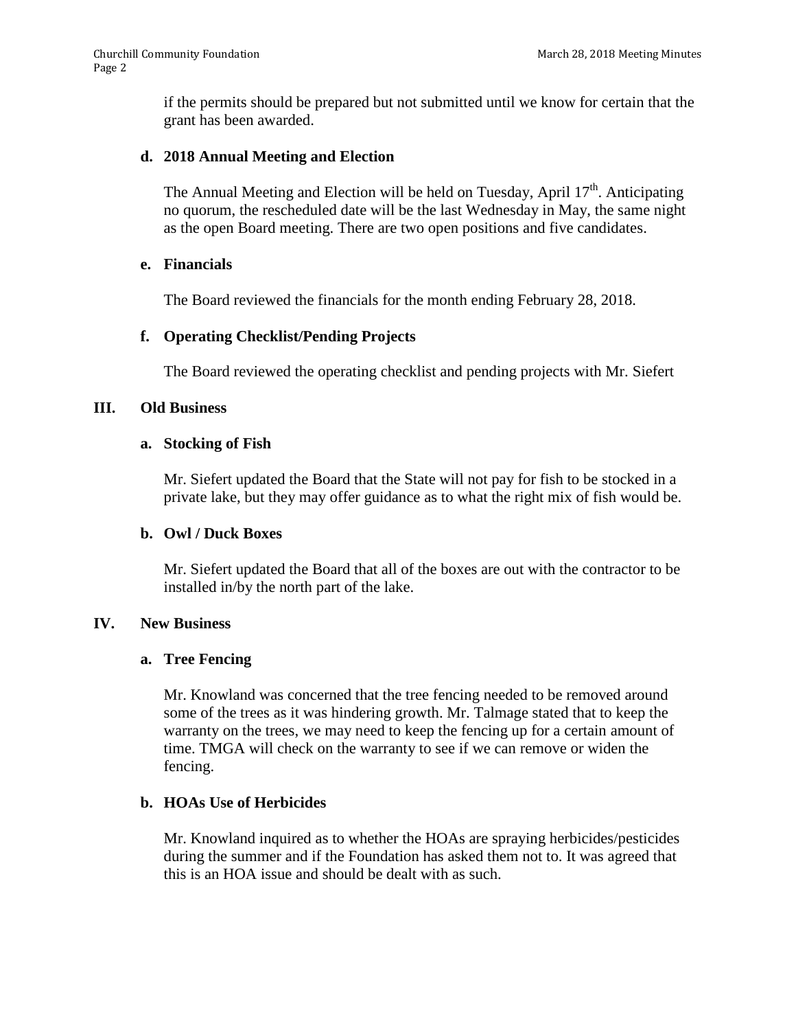if the permits should be prepared but not submitted until we know for certain that the grant has been awarded.

**d. 2018 Annual Meeting and Election**

The Annual Meeting and Election will be held on Tuesday, April 17th. Anticipating no quorum, the rescheduled date will be the last Wednesday in May, the same night as the open Board meeting. There are two open positions and five candidates.

**e. Financials**

The Board reviewed the financials for the month ending February 28, 2018.

**f. Operating Checklist/Pending Projects**

The Board reviewed the operating checklist and pending projects with Mr. Siefert

## III. Old Business

**a. Stocking of Fish**

Mr. Siefert updated the Board that the State will not pay for fish to be stocked in a private lake, but they may offer guidance as to what the right mix of fish would be.

**b. Owl / Duck Boxes**

Mr. Siefert updated the Board that all of the boxes are out with the contractor to be installed in/by the north part of the lake.

## IV. New Business

**a. Tree Fencing**

Mr. Knowland was concerned that the tree fencing needed to be removed around some of the trees as it was hindering growth. Mr. Talmage stated that to keep the warranty on the trees, we may need to keep the fencing up for a certain amount of time. TMGA will check on the warranty to see if we can remove or widen the fencing.

**b. HOAs Use of Herbicides**

Mr. Knowland inquired as to whether the HOAs are spraying herbicides/pesticides during the summer and if the Foundation has asked them not to. It was agreed that this is an HOA issue and should be dealt with as such.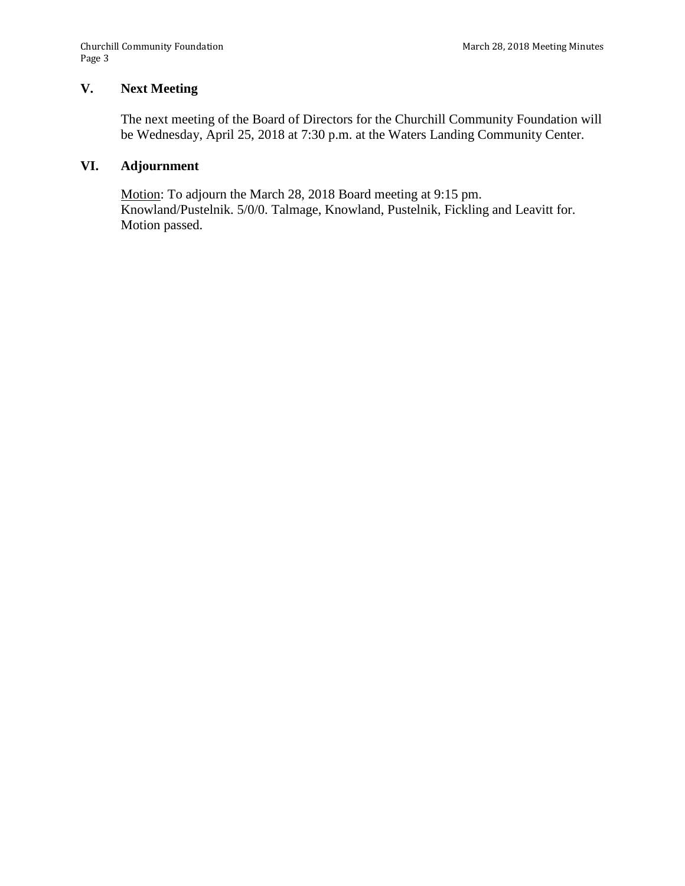## V. Next Meeting

The next meeting of the Board of Directors for the Churchill Community Foundation will be Wednesday, April 25, 2018 at 7:30 p.m. at the Waters Landing Community Center.

## VI. Adjournment

Motion: To adjourn the March 28, 2018 Board meeting at 9:15 pm.
Knowland/Pustelnik. 5/0/0. Talmage, Knowland, Pustelnik, Fickling and Leavitt for.
Motion passed.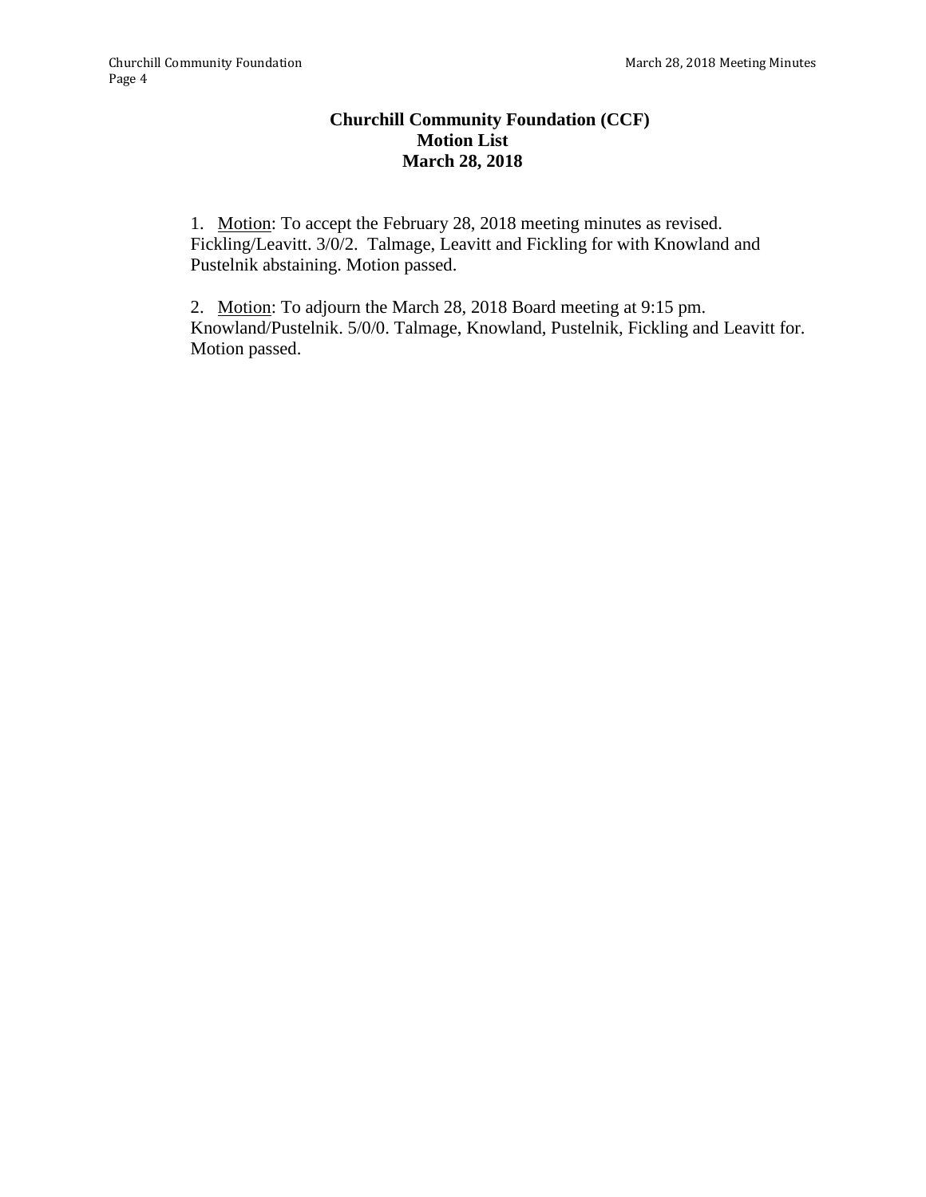**Churchill Community Foundation (CCF)**
**Motion List**
**March 28, 2018**

1. Motion: To accept the February 28, 2018 meeting minutes as revised. Fickling/Leavitt. 3/0/2. Talmage, Leavitt and Fickling for with Knowland and Pustelnik abstaining. Motion passed.

2. Motion: To adjourn the March 28, 2018 Board meeting at 9:15 pm. Knowland/Pustelnik. 5/0/0. Talmage, Knowland, Pustelnik, Fickling and Leavitt for. Motion passed.